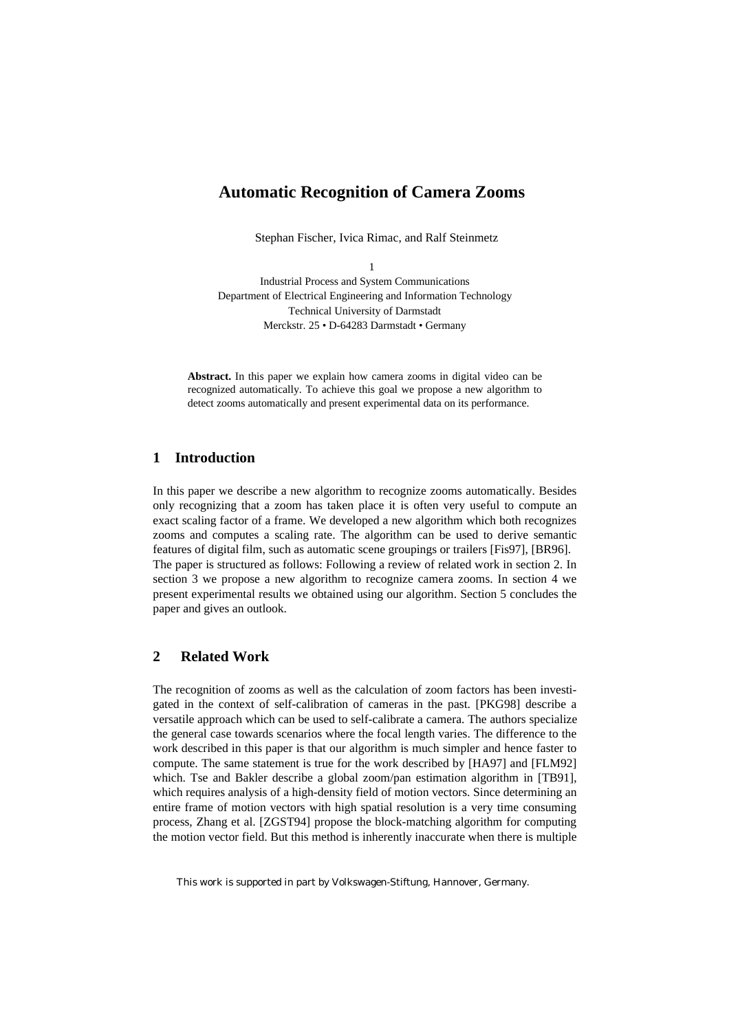# Automatic Recognition of Camera Zooms

Stephan Fischer, Ivica Rimac, and Ralf Steinmetz

1

Industrial Process and System Communications
Department of Electrical Engineering and Information Technology
Technical University of Darmstadt
Merckstr. 25 • D-64283 Darmstadt • Germany

**Abstract.** In this paper we explain how camera zooms in digital video can be recognized automatically. To achieve this goal we propose a new algorithm to detect zooms automatically and present experimental data on its performance.

## 1 Introduction

In this paper we describe a new algorithm to recognize zooms automatically. Besides only recognizing that a zoom has taken place it is often very useful to compute an exact scaling factor of a frame. We developed a new algorithm which both recognizes zooms and computes a scaling rate. The algorithm can be used to derive semantic features of digital film, such as automatic scene groupings or trailers [Fis97], [BR96]. The paper is structured as follows: Following a review of related work in section 2. In section 3 we propose a new algorithm to recognize camera zooms. In section 4 we present experimental results we obtained using our algorithm. Section 5 concludes the paper and gives an outlook.

## 2 Related Work

The recognition of zooms as well as the calculation of zoom factors has been investigated in the context of self-calibration of cameras in the past. [PKG98] describe a versatile approach which can be used to self-calibrate a camera. The authors specialize the general case towards scenarios where the focal length varies. The difference to the work described in this paper is that our algorithm is much simpler and hence faster to compute. The same statement is true for the work described by [HA97] and [FLM92] which. Tse and Bakler describe a global zoom/pan estimation algorithm in [TB91], which requires analysis of a high-density field of motion vectors. Since determining an entire frame of motion vectors with high spatial resolution is a very time consuming process, Zhang et al. [ZGST94] propose the block-matching algorithm for computing the motion vector field. But this method is inherently inaccurate when there is multiple

This work is supported in part by Volkswagen-Stiftung, Hannover, Germany.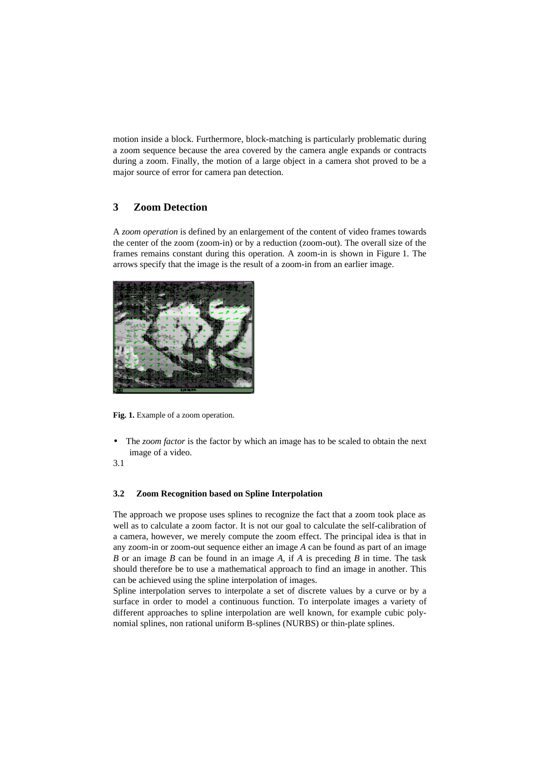motion inside a block. Furthermore, block-matching is particularly problematic during a zoom sequence because the area covered by the camera angle expands or contracts during a zoom. Finally, the motion of a large object in a camera shot proved to be a major source of error for camera pan detection.

## 3 Zoom Detection

A *zoom operation* is defined by an enlargement of the content of video frames towards the center of the zoom (zoom-in) or by a reduction (zoom-out). The overall size of the frames remains constant during this operation. A zoom-in is shown in Figure 1. The arrows specify that the image is the result of a zoom-in from an earlier image.

**Fig. 1.** Example of a zoom operation.

- The *zoom factor* is the factor by which an image has to be scaled to obtain the next image of a video.

3.1

### 3.2 Zoom Recognition based on Spline Interpolation

The approach we propose uses splines to recognize the fact that a zoom took place as well as to calculate a zoom factor. It is not our goal to calculate the self-calibration of a camera, however, we merely compute the zoom effect. The principal idea is that in any zoom-in or zoom-out sequence either an image *A* can be found as part of an image *B* or an image *B* can be found in an image *A*, if *A* is preceding *B* in time. The task should therefore be to use a mathematical approach to find an image in another. This can be achieved using the spline interpolation of images.

Spline interpolation serves to interpolate a set of discrete values by a curve or by a surface in order to model a continuous function. To interpolate images a variety of different approaches to spline interpolation are well known, for example cubic polynomial splines, non rational uniform B-splines (NURBS) or thin-plate splines.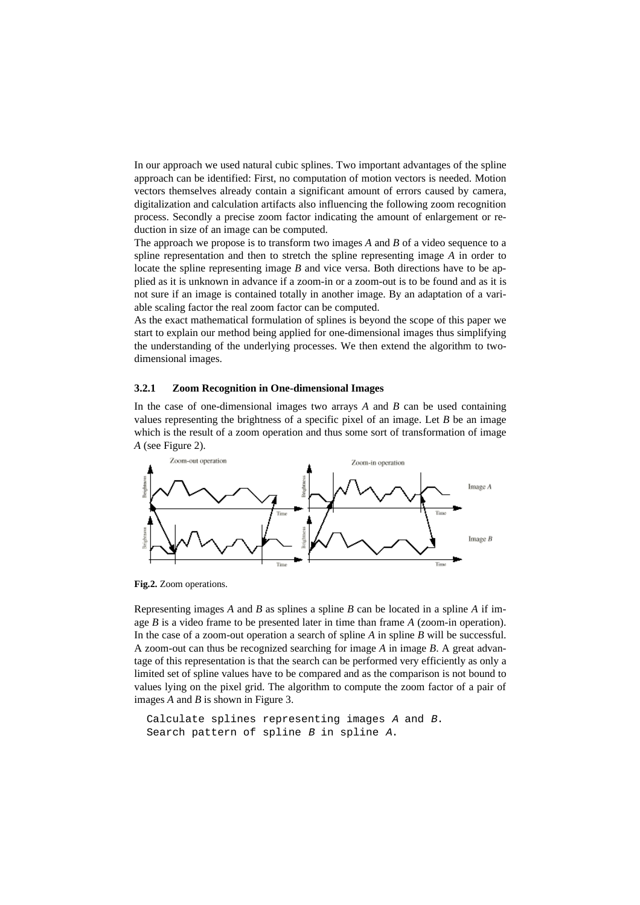In our approach we used natural cubic splines. Two important advantages of the spline approach can be identified: First, no computation of motion vectors is needed. Motion vectors themselves already contain a significant amount of errors caused by camera, digitalization and calculation artifacts also influencing the following zoom recognition process. Secondly a precise zoom factor indicating the amount of enlargement or reduction in size of an image can be computed.

The approach we propose is to transform two images *A* and *B* of a video sequence to a spline representation and then to stretch the spline representing image *A* in order to locate the spline representing image *B* and vice versa. Both directions have to be applied as it is unknown in advance if a zoom-in or a zoom-out is to be found and as it is not sure if an image is contained totally in another image. By an adaptation of a variable scaling factor the real zoom factor can be computed.

As the exact mathematical formulation of splines is beyond the scope of this paper we start to explain our method being applied for one-dimensional images thus simplifying the understanding of the underlying processes. We then extend the algorithm to two-dimensional images.

### 3.2.1 Zoom Recognition in One-dimensional Images

In the case of one-dimensional images two arrays *A* and *B* can be used containing values representing the brightness of a specific pixel of an image. Let *B* be an image which is the result of a zoom operation and thus some sort of transformation of image *A* (see Figure 2).

Zoom-out operation

Zoom-in operation

Brightness

Time

Image *A*

Image *B*

**Fig.2.** Zoom operations.

Representing images *A* and *B* as splines a spline *B* can be located in a spline *A* if image *B* is a video frame to be presented later in time than frame *A* (zoom-in operation). In the case of a zoom-out operation a search of spline *A* in spline *B* will be successful. A zoom-out can thus be recognized searching for image *A* in image *B*. A great advantage of this representation is that the search can be performed very efficiently as only a limited set of spline values have to be compared and as the comparison is not bound to values lying on the pixel grid. The algorithm to compute the zoom factor of a pair of images *A* and *B* is shown in Figure 3.

```
Calculate splines representing images A and B.
Search pattern of spline B in spline A.
```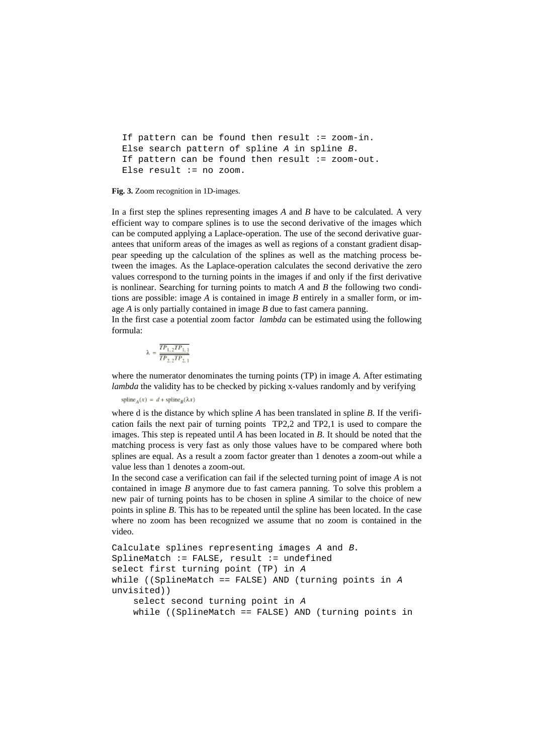```
If pattern can be found then result := zoom-in.
Else search pattern of spline A in spline B.
If pattern can be found then result := zoom-out.
Else result := no zoom.
```

**Fig. 3.** Zoom recognition in 1D-images.

In a first step the splines representing images *A* and *B* have to be calculated. A very efficient way to compare splines is to use the second derivative of the images which can be computed applying a Laplace-operation. The use of the second derivative guarantees that uniform areas of the images as well as regions of a constant gradient disappear speeding up the calculation of the splines as well as the matching process between the images. As the Laplace-operation calculates the second derivative the zero values correspond to the turning points in the images if and only if the first derivative is nonlinear. Searching for turning points to match *A* and *B* the following two conditions are possible: image *A* is contained in image *B* entirely in a smaller form, or image *A* is only partially contained in image *B* due to fast camera panning.
In the first case a potential zoom factor *lambda* can be estimated using the following formula:

$$\lambda = \frac{\overline{TP_{1,2}TP_{1,1}}}{\overline{TP_{2,2}TP_{2,1}}}$$

where the numerator denominates the turning points (TP) in image *A*. After estimating *lambda* the validity has to be checked by picking x-values randomly and by verifying

$$\text{spline}_A(x) = d + \text{spline}_B(\lambda x)$$

where d is the distance by which spline *A* has been translated in spline *B*. If the verification fails the next pair of turning points TP2,2 and TP2,1 is used to compare the images. This step is repeated until *A* has been located in *B*. It should be noted that the matching process is very fast as only those values have to be compared where both splines are equal. As a result a zoom factor greater than 1 denotes a zoom-out while a value less than 1 denotes a zoom-out.
In the second case a verification can fail if the selected turning point of image *A* is not contained in image *B* anymore due to fast camera panning. To solve this problem a new pair of turning points has to be chosen in spline *A* similar to the choice of new points in spline *B*. This has to be repeated until the spline has been located. In the case where no zoom has been recognized we assume that no zoom is contained in the video.

```
Calculate splines representing images A and B.
SplineMatch := FALSE, result := undefined
select first turning point (TP) in A
while ((SplineMatch == FALSE) AND (turning points in A
unvisited))
    select second turning point in A
    while ((SplineMatch == FALSE) AND (turning points in
```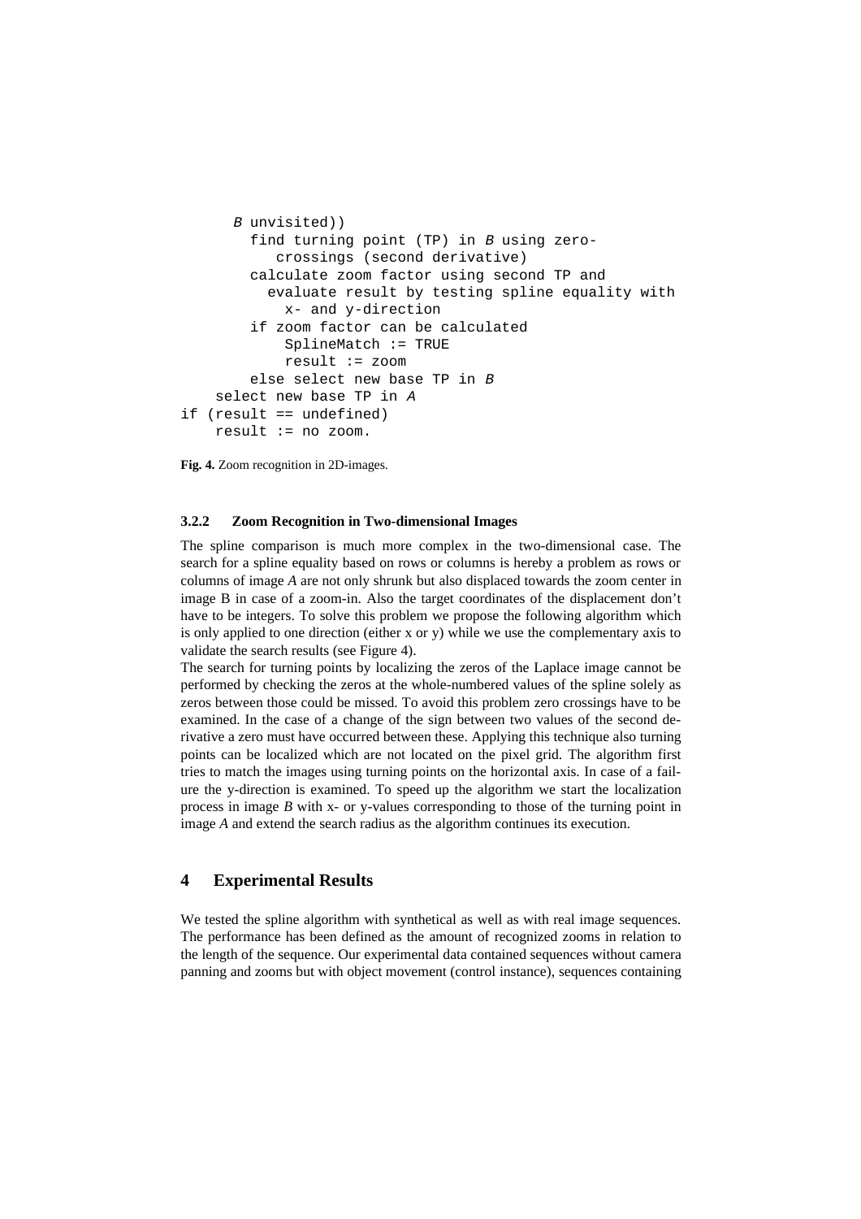```
      B unvisited))
        find turning point (TP) in B using zero-
           crossings (second derivative)
        calculate zoom factor using second TP and
          evaluate result by testing spline equality with
            x- and y-direction
        if zoom factor can be calculated
            SplineMatch := TRUE
            result := zoom
        else select new base TP in B
    select new base TP in A
if (result == undefined)
    result := no zoom.
```

**Fig. 4.** Zoom recognition in 2D-images.

### 3.2.2 Zoom Recognition in Two-dimensional Images

The spline comparison is much more complex in the two-dimensional case. The search for a spline equality based on rows or columns is hereby a problem as rows or columns of image *A* are not only shrunk but also displaced towards the zoom center in image B in case of a zoom-in. Also the target coordinates of the displacement don't have to be integers. To solve this problem we propose the following algorithm which is only applied to one direction (either x or y) while we use the complementary axis to validate the search results (see Figure 4).

The search for turning points by localizing the zeros of the Laplace image cannot be performed by checking the zeros at the whole-numbered values of the spline solely as zeros between those could be missed. To avoid this problem zero crossings have to be examined. In the case of a change of the sign between two values of the second derivative a zero must have occurred between these. Applying this technique also turning points can be localized which are not located on the pixel grid. The algorithm first tries to match the images using turning points on the horizontal axis. In case of a failure the y-direction is examined. To speed up the algorithm we start the localization process in image *B* with x- or y-values corresponding to those of the turning point in image *A* and extend the search radius as the algorithm continues its execution.

## 4 Experimental Results

We tested the spline algorithm with synthetical as well as with real image sequences. The performance has been defined as the amount of recognized zooms in relation to the length of the sequence. Our experimental data contained sequences without camera panning and zooms but with object movement (control instance), sequences containing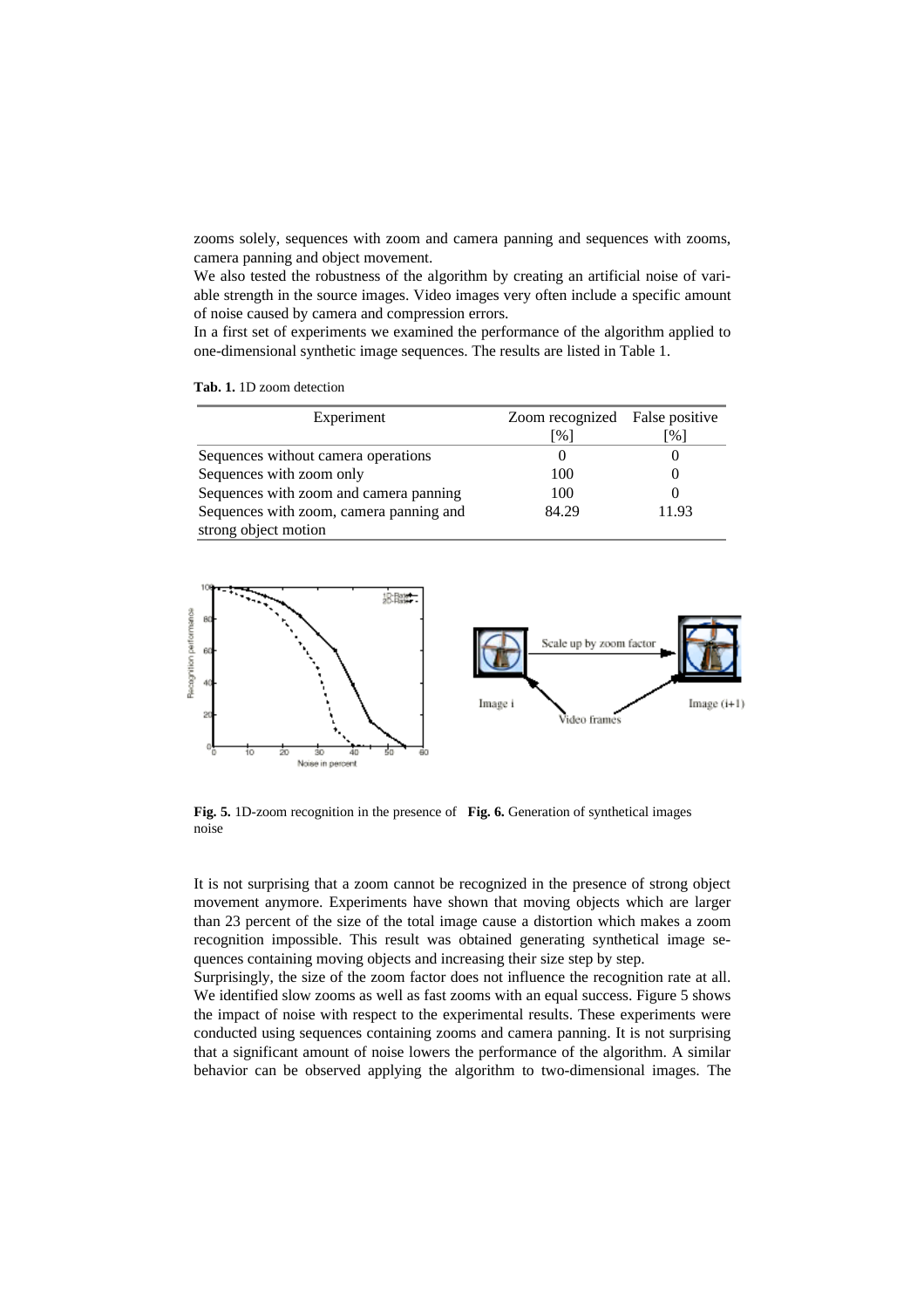zooms solely, sequences with zoom and camera panning and sequences with zooms, camera panning and object movement.

We also tested the robustness of the algorithm by creating an artificial noise of variable strength in the source images. Video images very often include a specific amount of noise caused by camera and compression errors.

In a first set of experiments we examined the performance of the algorithm applied to one-dimensional synthetic image sequences. The results are listed in Table 1.

**Tab. 1.** 1D zoom detection

| Experiment | Zoom recognized [%] | False positive [%] |
|---|---|---|
| Sequences without camera operations | 0 | 0 |
| Sequences with zoom only | 100 | 0 |
| Sequences with zoom and camera panning | 100 | 0 |
| Sequences with zoom, camera panning and strong object motion | 84.29 | 11.93 |

**Fig. 5.** 1D-zoom recognition in the presence of noise

**Fig. 6.** Generation of synthetical images

It is not surprising that a zoom cannot be recognized in the presence of strong object movement anymore. Experiments have shown that moving objects which are larger than 23 percent of the size of the total image cause a distortion which makes a zoom recognition impossible. This result was obtained generating synthetical image sequences containing moving objects and increasing their size step by step.

Surprisingly, the size of the zoom factor does not influence the recognition rate at all. We identified slow zooms as well as fast zooms with an equal success. Figure 5 shows the impact of noise with respect to the experimental results. These experiments were conducted using sequences containing zooms and camera panning. It is not surprising that a significant amount of noise lowers the performance of the algorithm. A similar behavior can be observed applying the algorithm to two-dimensional images. The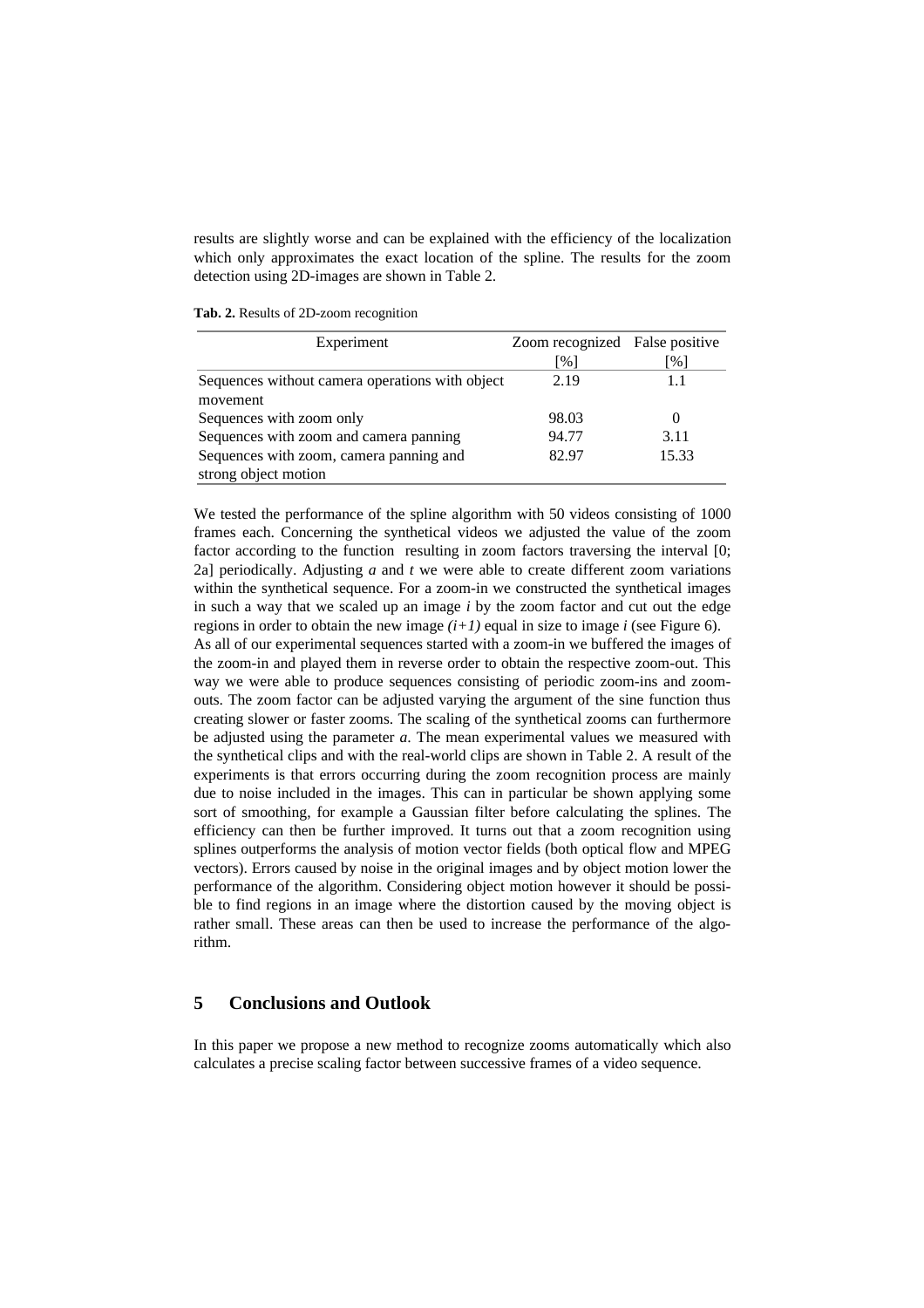results are slightly worse and can be explained with the efficiency of the localization which only approximates the exact location of the spline. The results for the zoom detection using 2D-images are shown in Table 2.

**Tab. 2.** Results of 2D-zoom recognition

| Experiment | Zoom recognized [%] | False positive [%] |
|---|---|---|
| Sequences without camera operations with object movement | 2.19 | 1.1 |
| Sequences with zoom only | 98.03 | 0 |
| Sequences with zoom and camera panning | 94.77 | 3.11 |
| Sequences with zoom, camera panning and strong object motion | 82.97 | 15.33 |

We tested the performance of the spline algorithm with 50 videos consisting of 1000 frames each. Concerning the synthetical videos we adjusted the value of the zoom factor according to the function  resulting in zoom factors traversing the interval [0; 2a] periodically. Adjusting $a$ and $t$ we were able to create different zoom variations within the synthetical sequence. For a zoom-in we constructed the synthetical images in such a way that we scaled up an image $i$ by the zoom factor and cut out the edge regions in order to obtain the new image $(i+1)$ equal in size to image $i$ (see Figure 6). As all of our experimental sequences started with a zoom-in we buffered the images of the zoom-in and played them in reverse order to obtain the respective zoom-out. This way we were able to produce sequences consisting of periodic zoom-ins and zoom-outs. The zoom factor can be adjusted varying the argument of the sine function thus creating slower or faster zooms. The scaling of the synthetical zooms can furthermore be adjusted using the parameter $a$. The mean experimental values we measured with the synthetical clips and with the real-world clips are shown in Table 2. A result of the experiments is that errors occurring during the zoom recognition process are mainly due to noise included in the images. This can in particular be shown applying some sort of smoothing, for example a Gaussian filter before calculating the splines. The efficiency can then be further improved. It turns out that a zoom recognition using splines outperforms the analysis of motion vector fields (both optical flow and MPEG vectors). Errors caused by noise in the original images and by object motion lower the performance of the algorithm. Considering object motion however it should be possible to find regions in an image where the distortion caused by the moving object is rather small. These areas can then be used to increase the performance of the algorithm.

## 5 Conclusions and Outlook

In this paper we propose a new method to recognize zooms automatically which also calculates a precise scaling factor between successive frames of a video sequence.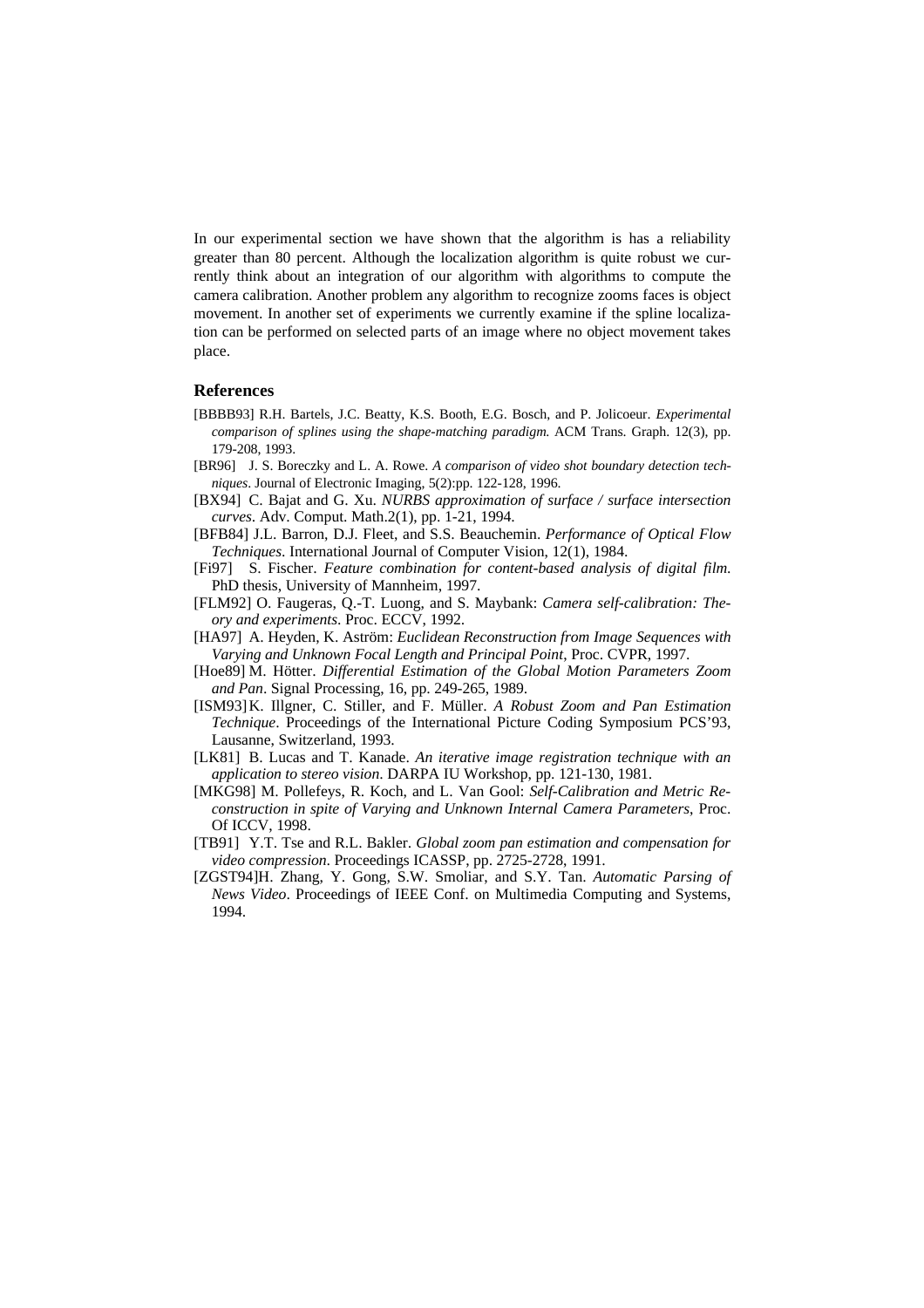In our experimental section we have shown that the algorithm is has a reliability greater than 80 percent. Although the localization algorithm is quite robust we currently think about an integration of our algorithm with algorithms to compute the camera calibration. Another problem any algorithm to recognize zooms faces is object movement. In another set of experiments we currently examine if the spline localization can be performed on selected parts of an image where no object movement takes place.

## References

[BBBB93] R.H. Bartels, J.C. Beatty, K.S. Booth, E.G. Bosch, and P. Jolicoeur. *Experimental comparison of splines using the shape-matching paradigm.* ACM Trans. Graph. 12(3), pp. 179-208, 1993.

[BR96] J. S. Boreczky and L. A. Rowe. *A comparison of video shot boundary detection techniques*. Journal of Electronic Imaging, 5(2):pp. 122-128, 1996.

[BX94] C. Bajat and G. Xu. *NURBS approximation of surface / surface intersection curves*. Adv. Comput. Math.2(1), pp. 1-21, 1994.

[BFB84] J.L. Barron, D.J. Fleet, and S.S. Beauchemin. *Performance of Optical Flow Techniques*. International Journal of Computer Vision, 12(1), 1984.

[Fi97] S. Fischer. *Feature combination for content-based analysis of digital film.* PhD thesis, University of Mannheim, 1997.

[FLM92] O. Faugeras, Q.-T. Luong, and S. Maybank: *Camera self-calibration: Theory and experiments*. Proc. ECCV, 1992.

[HA97] A. Heyden, K. Aström: *Euclidean Reconstruction from Image Sequences with Varying and Unknown Focal Length and Principal Point*, Proc. CVPR, 1997.

[Hoe89] M. Hötter. *Differential Estimation of the Global Motion Parameters Zoom and Pan*. Signal Processing, 16, pp. 249-265, 1989.

[ISM93] K. Illgner, C. Stiller, and F. Müller. *A Robust Zoom and Pan Estimation Technique*. Proceedings of the International Picture Coding Symposium PCS'93, Lausanne, Switzerland, 1993.

[LK81] B. Lucas and T. Kanade. *An iterative image registration technique with an application to stereo vision*. DARPA IU Workshop, pp. 121-130, 1981.

[MKG98] M. Pollefeys, R. Koch, and L. Van Gool: *Self-Calibration and Metric Reconstruction in spite of Varying and Unknown Internal Camera Parameters*, Proc. Of ICCV, 1998.

[TB91] Y.T. Tse and R.L. Bakler. *Global zoom pan estimation and compensation for video compression*. Proceedings ICASSP, pp. 2725-2728, 1991.

[ZGST94] H. Zhang, Y. Gong, S.W. Smoliar, and S.Y. Tan. *Automatic Parsing of News Video*. Proceedings of IEEE Conf. on Multimedia Computing and Systems, 1994.